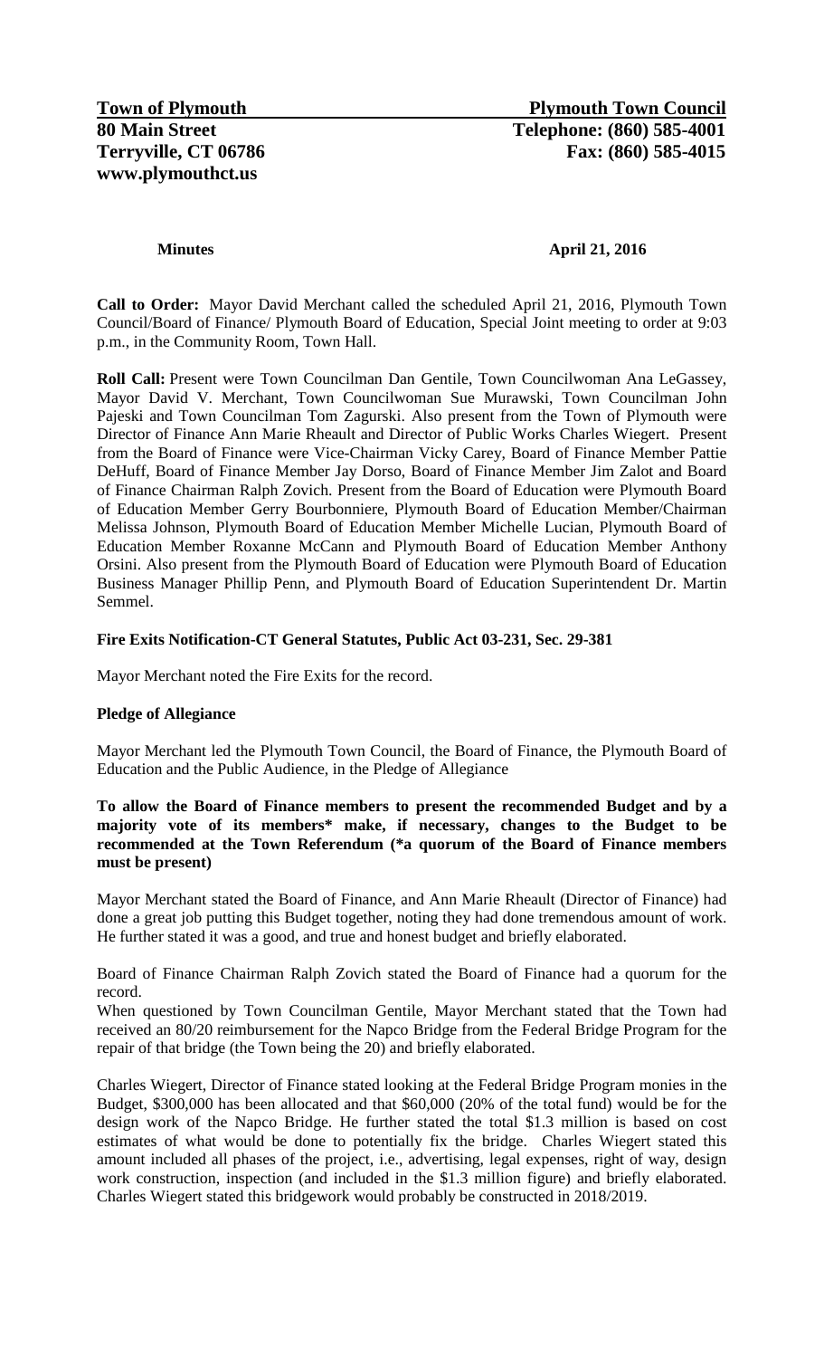**Town of Plymouth** | **Plymouth Town Council**
**80 Main Street** | **Telephone: (860) 585-4001**
**Terryville, CT 06786** | **Fax: (860) 585-4015**
**www.plymouthct.us**

**Minutes** **April 21, 2016**

**Call to Order:** Mayor David Merchant called the scheduled April 21, 2016, Plymouth Town Council/Board of Finance/ Plymouth Board of Education, Special Joint meeting to order at 9:03 p.m., in the Community Room, Town Hall.

**Roll Call:** Present were Town Councilman Dan Gentile, Town Councilwoman Ana LeGassey, Mayor David V. Merchant, Town Councilwoman Sue Murawski, Town Councilman John Pajeski and Town Councilman Tom Zagurski. Also present from the Town of Plymouth were Director of Finance Ann Marie Rheault and Director of Public Works Charles Wiegert. Present from the Board of Finance were Vice-Chairman Vicky Carey, Board of Finance Member Pattie DeHuff, Board of Finance Member Jay Dorso, Board of Finance Member Jim Zalot and Board of Finance Chairman Ralph Zovich. Present from the Board of Education were Plymouth Board of Education Member Gerry Bourbonniere, Plymouth Board of Education Member/Chairman Melissa Johnson, Plymouth Board of Education Member Michelle Lucian, Plymouth Board of Education Member Roxanne McCann and Plymouth Board of Education Member Anthony Orsini. Also present from the Plymouth Board of Education were Plymouth Board of Education Business Manager Phillip Penn, and Plymouth Board of Education Superintendent Dr. Martin Semmel.

**Fire Exits Notification-CT General Statutes, Public Act 03-231, Sec. 29-381**

Mayor Merchant noted the Fire Exits for the record.

**Pledge of Allegiance**

Mayor Merchant led the Plymouth Town Council, the Board of Finance, the Plymouth Board of Education and the Public Audience, in the Pledge of Allegiance

**To allow the Board of Finance members to present the recommended Budget and by a majority vote of its members* make, if necessary, changes to the Budget to be recommended at the Town Referendum (*a quorum of the Board of Finance members must be present)**

Mayor Merchant stated the Board of Finance, and Ann Marie Rheault (Director of Finance) had done a great job putting this Budget together, noting they had done tremendous amount of work. He further stated it was a good, and true and honest budget and briefly elaborated.

Board of Finance Chairman Ralph Zovich stated the Board of Finance had a quorum for the record.

When questioned by Town Councilman Gentile, Mayor Merchant stated that the Town had received an 80/20 reimbursement for the Napco Bridge from the Federal Bridge Program for the repair of that bridge (the Town being the 20) and briefly elaborated.

Charles Wiegert, Director of Finance stated looking at the Federal Bridge Program monies in the Budget, $300,000 has been allocated and that $60,000 (20% of the total fund) would be for the design work of the Napco Bridge. He further stated the total $1.3 million is based on cost estimates of what would be done to potentially fix the bridge. Charles Wiegert stated this amount included all phases of the project, i.e., advertising, legal expenses, right of way, design work construction, inspection (and included in the $1.3 million figure) and briefly elaborated. Charles Wiegert stated this bridgework would probably be constructed in 2018/2019.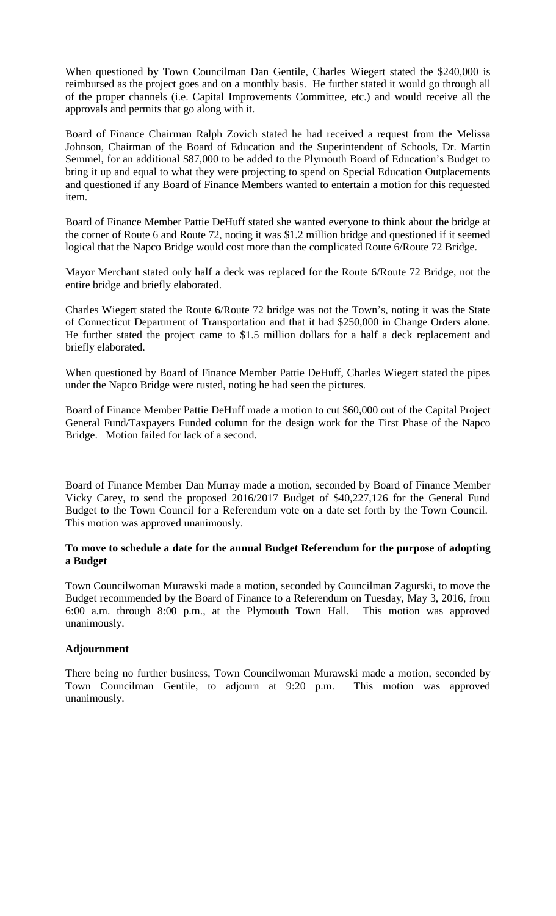When questioned by Town Councilman Dan Gentile, Charles Wiegert stated the $240,000 is reimbursed as the project goes and on a monthly basis. He further stated it would go through all of the proper channels (i.e. Capital Improvements Committee, etc.) and would receive all the approvals and permits that go along with it.

Board of Finance Chairman Ralph Zovich stated he had received a request from the Melissa Johnson, Chairman of the Board of Education and the Superintendent of Schools, Dr. Martin Semmel, for an additional $87,000 to be added to the Plymouth Board of Education's Budget to bring it up and equal to what they were projecting to spend on Special Education Outplacements and questioned if any Board of Finance Members wanted to entertain a motion for this requested item.

Board of Finance Member Pattie DeHuff stated she wanted everyone to think about the bridge at the corner of Route 6 and Route 72, noting it was $1.2 million bridge and questioned if it seemed logical that the Napco Bridge would cost more than the complicated Route 6/Route 72 Bridge.

Mayor Merchant stated only half a deck was replaced for the Route 6/Route 72 Bridge, not the entire bridge and briefly elaborated.

Charles Wiegert stated the Route 6/Route 72 bridge was not the Town's, noting it was the State of Connecticut Department of Transportation and that it had $250,000 in Change Orders alone. He further stated the project came to $1.5 million dollars for a half a deck replacement and briefly elaborated.

When questioned by Board of Finance Member Pattie DeHuff, Charles Wiegert stated the pipes under the Napco Bridge were rusted, noting he had seen the pictures.

Board of Finance Member Pattie DeHuff made a motion to cut $60,000 out of the Capital Project General Fund/Taxpayers Funded column for the design work for the First Phase of the Napco Bridge. Motion failed for lack of a second.

Board of Finance Member Dan Murray made a motion, seconded by Board of Finance Member Vicky Carey, to send the proposed 2016/2017 Budget of $40,227,126 for the General Fund Budget to the Town Council for a Referendum vote on a date set forth by the Town Council. This motion was approved unanimously.

**To move to schedule a date for the annual Budget Referendum for the purpose of adopting a Budget**

Town Councilwoman Murawski made a motion, seconded by Councilman Zagurski, to move the Budget recommended by the Board of Finance to a Referendum on Tuesday, May 3, 2016, from 6:00 a.m. through 8:00 p.m., at the Plymouth Town Hall. This motion was approved unanimously.

**Adjournment**

There being no further business, Town Councilwoman Murawski made a motion, seconded by Town Councilman Gentile, to adjourn at 9:20 p.m. This motion was approved unanimously.